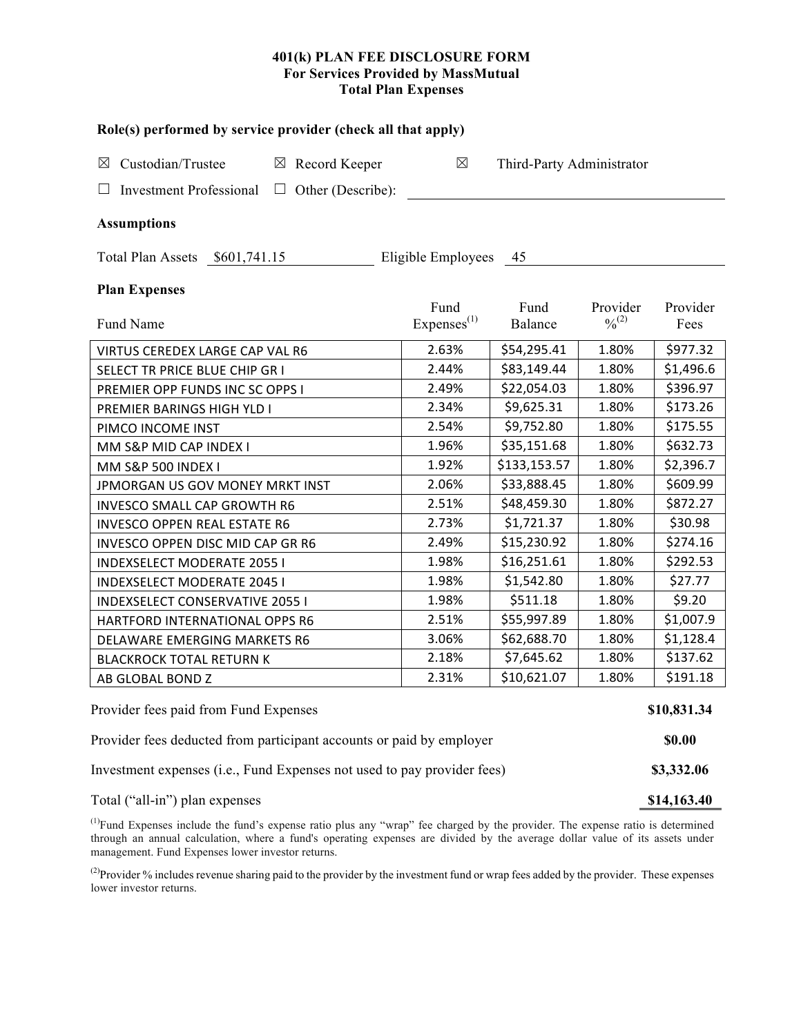# 401(k) PLAN FEE DISCLOSURE FORM
## For Services Provided by MassMutual
## Total Plan Expenses

### Role(s) performed by service provider (check all that apply)

☒ Custodian/Trustee ☒ Record Keeper ☒ Third-Party Administrator

☐ Investment Professional ☐ Other (Describe): ____________________

### Assumptions

Total Plan Assets $601,741.15 Eligible Employees 45

### Plan Expenses

| Fund Name | Fund Expenses[1] | Fund Balance | Provider %[2] | Provider Fees |
|---|---|---|---|---|
| VIRTUS CEREDEX LARGE CAP VAL R6 | 2.63% | $54,295.41 | 1.80% | $977.32 |
| SELECT TR PRICE BLUE CHIP GR I | 2.44% | $83,149.44 | 1.80% | $1,496.6 |
| PREMIER OPP FUNDS INC SC OPPS I | 2.49% | $22,054.03 | 1.80% | $396.97 |
| PREMIER BARINGS HIGH YLD I | 2.34% | $9,625.31 | 1.80% | $173.26 |
| PIMCO INCOME INST | 2.54% | $9,752.80 | 1.80% | $175.55 |
| MM S&P MID CAP INDEX I | 1.96% | $35,151.68 | 1.80% | $632.73 |
| MM S&P 500 INDEX I | 1.92% | $133,153.57 | 1.80% | $2,396.7 |
| JPMORGAN US GOV MONEY MRKT INST | 2.06% | $33,888.45 | 1.80% | $609.99 |
| INVESCO SMALL CAP GROWTH R6 | 2.51% | $48,459.30 | 1.80% | $872.27 |
| INVESCO OPPEN REAL ESTATE R6 | 2.73% | $1,721.37 | 1.80% | $30.98 |
| INVESCO OPPEN DISC MID CAP GR R6 | 2.49% | $15,230.92 | 1.80% | $274.16 |
| INDEXSELECT MODERATE 2055 I | 1.98% | $16,251.61 | 1.80% | $292.53 |
| INDEXSELECT MODERATE 2045 I | 1.98% | $1,542.80 | 1.80% | $27.77 |
| INDEXSELECT CONSERVATIVE 2055 I | 1.98% | $511.18 | 1.80% | $9.20 |
| HARTFORD INTERNATIONAL OPPS R6 | 2.51% | $55,997.89 | 1.80% | $1,007.9 |
| DELAWARE EMERGING MARKETS R6 | 3.06% | $62,688.70 | 1.80% | $1,128.4 |
| BLACKROCK TOTAL RETURN K | 2.18% | $7,645.62 | 1.80% | $137.62 |
| AB GLOBAL BOND Z | 2.31% | $10,621.07 | 1.80% | $191.18 |

| | |
|---|---|
| Provider fees paid from Fund Expenses | **$10,831.34** |
| Provider fees deducted from participant accounts or paid by employer | **$0.00** |
| Investment expenses (i.e., Fund Expenses not used to pay provider fees) | **$3,332.06** |
| Total ("all-in") plan expenses | **$14,163.40** |

[1] Fund Expenses include the fund's expense ratio plus any "wrap" fee charged by the provider. The expense ratio is determined through an annual calculation, where a fund's operating expenses are divided by the average dollar value of its assets under management. Fund Expenses lower investor returns.

[2] Provider % includes revenue sharing paid to the provider by the investment fund or wrap fees added by the provider. These expenses lower investor returns.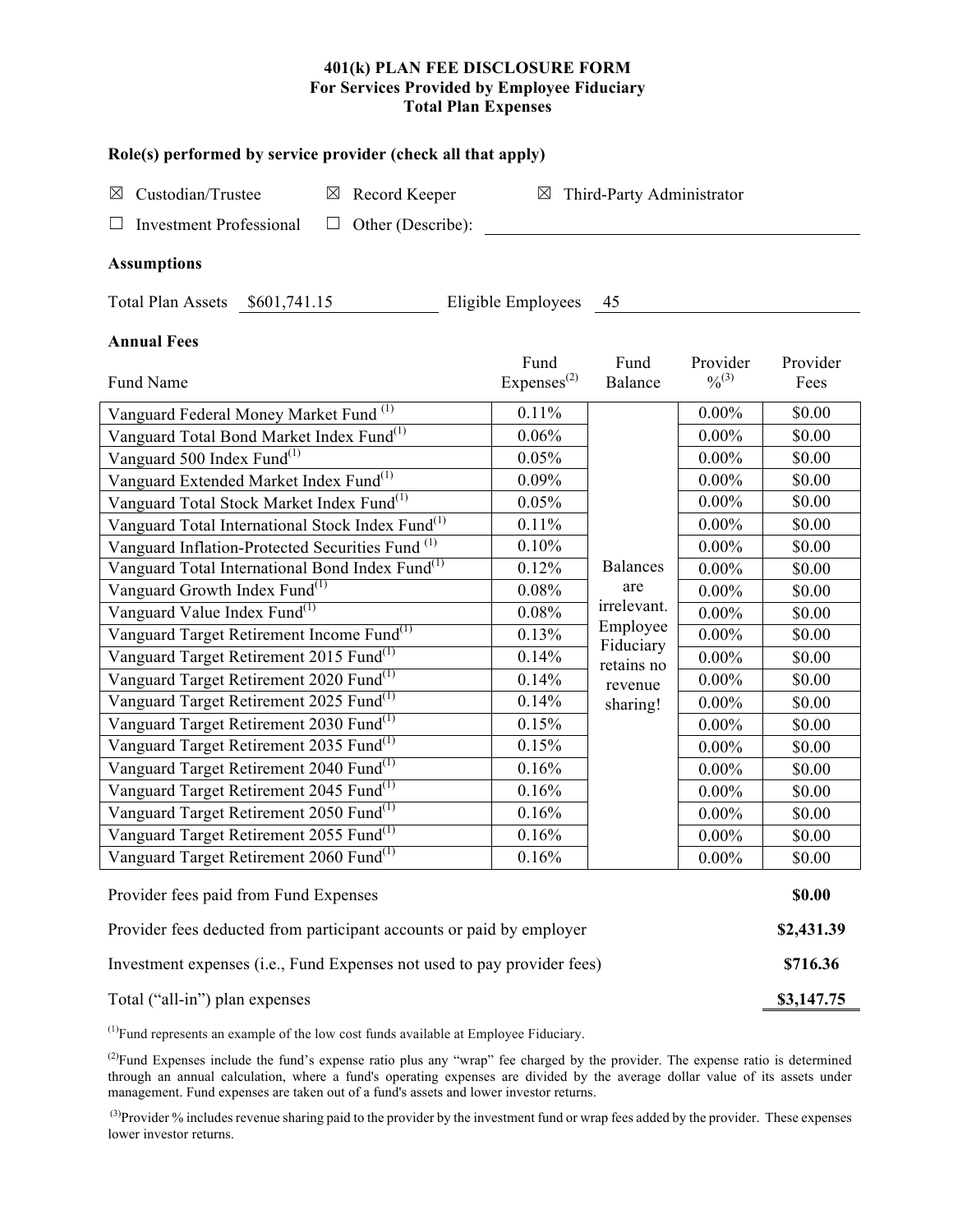**401(k) PLAN FEE DISCLOSURE FORM**
**For Services Provided by Employee Fiduciary**
**Total Plan Expenses**

**Role(s) performed by service provider (check all that apply)**

☒ Custodian/Trustee ☒ Record Keeper ☒ Third-Party Administrator

☐ Investment Professional ☐ Other (Describe): ____________________

**Assumptions**

Total Plan Assets $601,741.15 Eligible Employees 45

**Annual Fees**

| Fund Name | Fund Expenses[2] | Fund Balance | Provider %[3] | Provider Fees |
|---|---|---|---|---|
| Vanguard Federal Money Market Fund [1] | 0.11% | Balances are irrelevant. Employee Fiduciary retains no revenue sharing! | 0.00% | $0.00 |
| Vanguard Total Bond Market Index Fund[1] | 0.06% | | 0.00% | $0.00 |
| Vanguard 500 Index Fund[1] | 0.05% | | 0.00% | $0.00 |
| Vanguard Extended Market Index Fund[1] | 0.09% | | 0.00% | $0.00 |
| Vanguard Total Stock Market Index Fund[1] | 0.05% | | 0.00% | $0.00 |
| Vanguard Total International Stock Index Fund[1] | 0.11% | | 0.00% | $0.00 |
| Vanguard Inflation-Protected Securities Fund [1] | 0.10% | | 0.00% | $0.00 |
| Vanguard Total International Bond Index Fund[1] | 0.12% | | 0.00% | $0.00 |
| Vanguard Growth Index Fund[1] | 0.08% | | 0.00% | $0.00 |
| Vanguard Value Index Fund[1] | 0.08% | | 0.00% | $0.00 |
| Vanguard Target Retirement Income Fund[1] | 0.13% | | 0.00% | $0.00 |
| Vanguard Target Retirement 2015 Fund[1] | 0.14% | | 0.00% | $0.00 |
| Vanguard Target Retirement 2020 Fund[1] | 0.14% | | 0.00% | $0.00 |
| Vanguard Target Retirement 2025 Fund[1] | 0.14% | | 0.00% | $0.00 |
| Vanguard Target Retirement 2030 Fund[1] | 0.15% | | 0.00% | $0.00 |
| Vanguard Target Retirement 2035 Fund[1] | 0.15% | | 0.00% | $0.00 |
| Vanguard Target Retirement 2040 Fund[1] | 0.16% | | 0.00% | $0.00 |
| Vanguard Target Retirement 2045 Fund[1] | 0.16% | | 0.00% | $0.00 |
| Vanguard Target Retirement 2050 Fund[1] | 0.16% | | 0.00% | $0.00 |
| Vanguard Target Retirement 2055 Fund[1] | 0.16% | | 0.00% | $0.00 |
| Vanguard Target Retirement 2060 Fund[1] | 0.16% | | 0.00% | $0.00 |

| | |
|---|---|
| Provider fees paid from Fund Expenses | **$0.00** |
| Provider fees deducted from participant accounts or paid by employer | **$2,431.39** |
| Investment expenses (i.e., Fund Expenses not used to pay provider fees) | **$716.36** |
| Total ("all-in") plan expenses | **$3,147.75** |

[1]Fund represents an example of the low cost funds available at Employee Fiduciary.

[2]Fund Expenses include the fund's expense ratio plus any "wrap" fee charged by the provider. The expense ratio is determined through an annual calculation, where a fund's operating expenses are divided by the average dollar value of its assets under management. Fund expenses are taken out of a fund's assets and lower investor returns.

[3]Provider % includes revenue sharing paid to the provider by the investment fund or wrap fees added by the provider. These expenses lower investor returns.